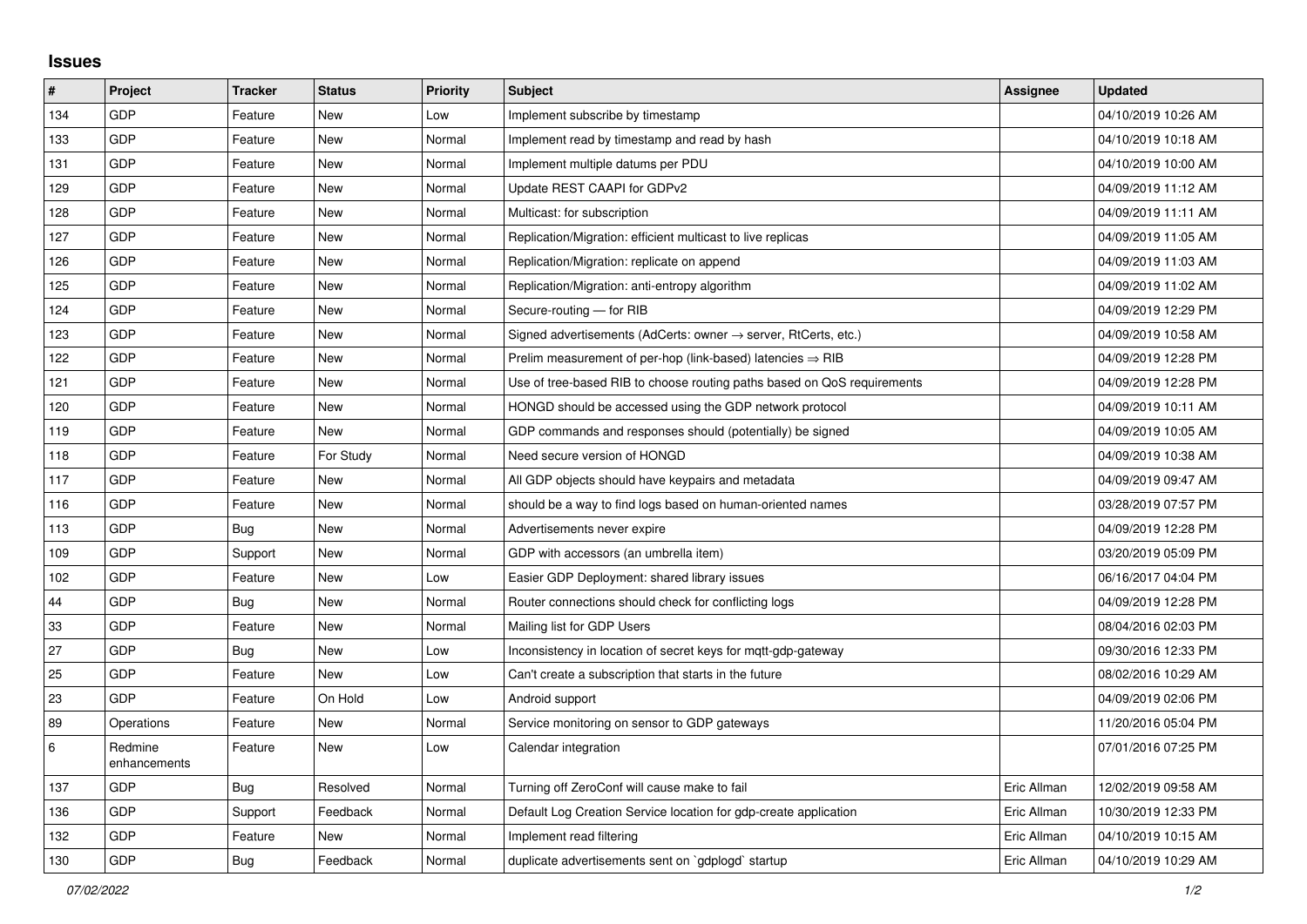## Issues

| # | Project | Tracker | Status | Priority | Subject | Assignee | Updated |
|---|---|---|---|---|---|---|---|
| 134 | GDP | Feature | New | Low | Implement subscribe by timestamp | | 04/10/2019 10:26 AM |
| 133 | GDP | Feature | New | Normal | Implement read by timestamp and read by hash | | 04/10/2019 10:18 AM |
| 131 | GDP | Feature | New | Normal | Implement multiple datums per PDU | | 04/10/2019 10:00 AM |
| 129 | GDP | Feature | New | Normal | Update REST CAAPI for GDPv2 | | 04/09/2019 11:12 AM |
| 128 | GDP | Feature | New | Normal | Multicast: for subscription | | 04/09/2019 11:11 AM |
| 127 | GDP | Feature | New | Normal | Replication/Migration: efficient multicast to live replicas | | 04/09/2019 11:05 AM |
| 126 | GDP | Feature | New | Normal | Replication/Migration: replicate on append | | 04/09/2019 11:03 AM |
| 125 | GDP | Feature | New | Normal | Replication/Migration: anti-entropy algorithm | | 04/09/2019 11:02 AM |
| 124 | GDP | Feature | New | Normal | Secure-routing — for RIB | | 04/09/2019 12:29 PM |
| 123 | GDP | Feature | New | Normal | Signed advertisements (AdCerts: owner → server, RtCerts, etc.) | | 04/09/2019 10:58 AM |
| 122 | GDP | Feature | New | Normal | Prelim measurement of per-hop (link-based) latencies ⇒ RIB | | 04/09/2019 12:28 PM |
| 121 | GDP | Feature | New | Normal | Use of tree-based RIB to choose routing paths based on QoS requirements | | 04/09/2019 12:28 PM |
| 120 | GDP | Feature | New | Normal | HONGD should be accessed using the GDP network protocol | | 04/09/2019 10:11 AM |
| 119 | GDP | Feature | New | Normal | GDP commands and responses should (potentially) be signed | | 04/09/2019 10:05 AM |
| 118 | GDP | Feature | For Study | Normal | Need secure version of HONGD | | 04/09/2019 10:38 AM |
| 117 | GDP | Feature | New | Normal | All GDP objects should have keypairs and metadata | | 04/09/2019 09:47 AM |
| 116 | GDP | Feature | New | Normal | should be a way to find logs based on human-oriented names | | 03/28/2019 07:57 PM |
| 113 | GDP | Bug | New | Normal | Advertisements never expire | | 04/09/2019 12:28 PM |
| 109 | GDP | Support | New | Normal | GDP with accessors (an umbrella item) | | 03/20/2019 05:09 PM |
| 102 | GDP | Feature | New | Low | Easier GDP Deployment: shared library issues | | 06/16/2017 04:04 PM |
| 44 | GDP | Bug | New | Normal | Router connections should check for conflicting logs | | 04/09/2019 12:28 PM |
| 33 | GDP | Feature | New | Normal | Mailing list for GDP Users | | 08/04/2016 02:03 PM |
| 27 | GDP | Bug | New | Low | Inconsistency in location of secret keys for mqtt-gdp-gateway | | 09/30/2016 12:33 PM |
| 25 | GDP | Feature | New | Low | Can't create a subscription that starts in the future | | 08/02/2016 10:29 AM |
| 23 | GDP | Feature | On Hold | Low | Android support | | 04/09/2019 02:06 PM |
| 89 | Operations | Feature | New | Normal | Service monitoring on sensor to GDP gateways | | 11/20/2016 05:04 PM |
| 6 | Redmine enhancements | Feature | New | Low | Calendar integration | | 07/01/2016 07:25 PM |
| 137 | GDP | Bug | Resolved | Normal | Turning off ZeroConf will cause make to fail | Eric Allman | 12/02/2019 09:58 AM |
| 136 | GDP | Support | Feedback | Normal | Default Log Creation Service location for gdp-create application | Eric Allman | 10/30/2019 12:33 PM |
| 132 | GDP | Feature | New | Normal | Implement read filtering | Eric Allman | 04/10/2019 10:15 AM |
| 130 | GDP | Bug | Feedback | Normal | duplicate advertisements sent on `gdplogd` startup | Eric Allman | 04/10/2019 10:29 AM |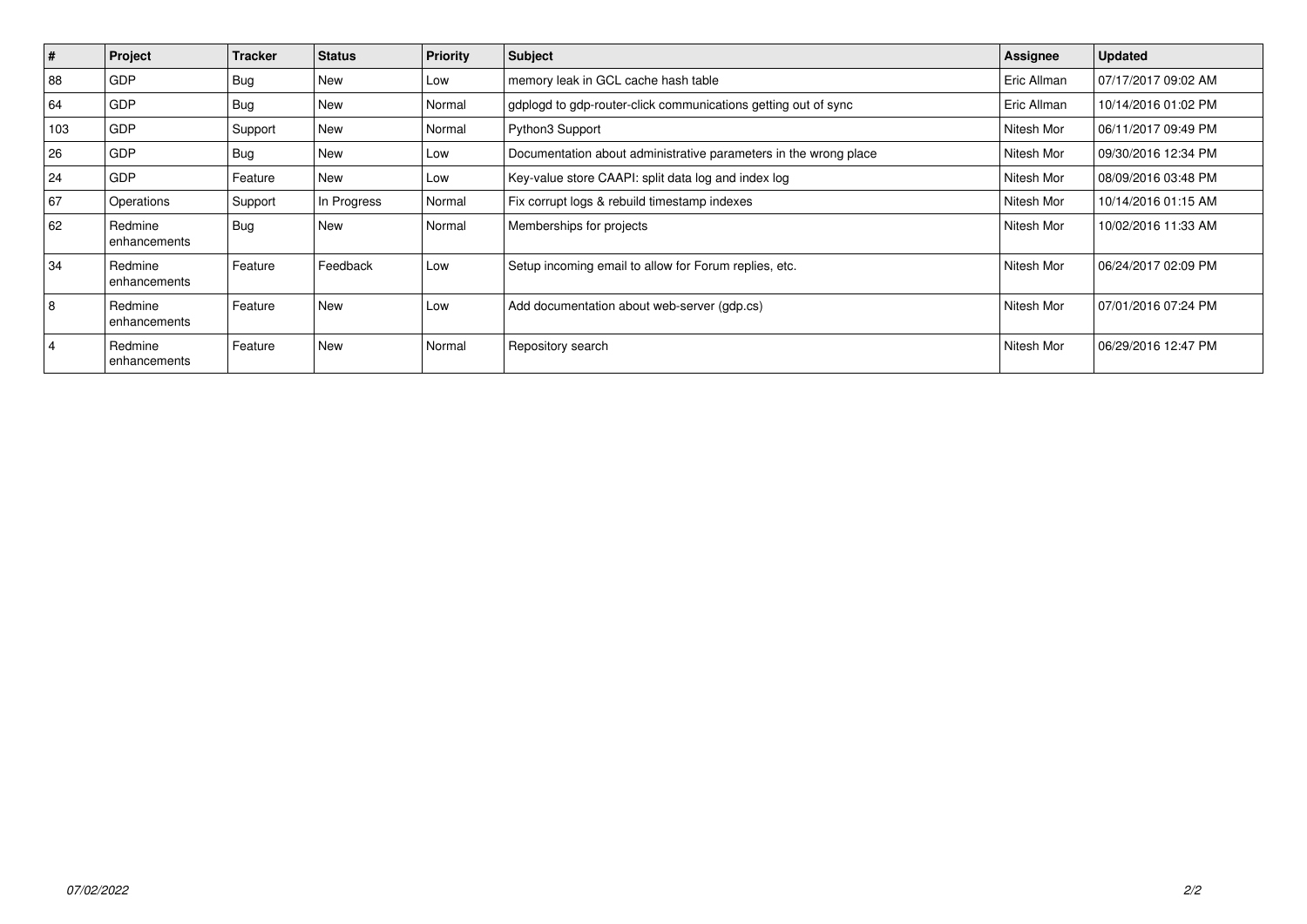| # | Project | Tracker | Status | Priority | Subject | Assignee | Updated |
|---|---|---|---|---|---|---|---|
| 88 | GDP | Bug | New | Low | memory leak in GCL cache hash table | Eric Allman | 07/17/2017 09:02 AM |
| 64 | GDP | Bug | New | Normal | gdplogd to gdp-router-click communications getting out of sync | Eric Allman | 10/14/2016 01:02 PM |
| 103 | GDP | Support | New | Normal | Python3 Support | Nitesh Mor | 06/11/2017 09:49 PM |
| 26 | GDP | Bug | New | Low | Documentation about administrative parameters in the wrong place | Nitesh Mor | 09/30/2016 12:34 PM |
| 24 | GDP | Feature | New | Low | Key-value store CAAPI: split data log and index log | Nitesh Mor | 08/09/2016 03:48 PM |
| 67 | Operations | Support | In Progress | Normal | Fix corrupt logs & rebuild timestamp indexes | Nitesh Mor | 10/14/2016 01:15 AM |
| 62 | Redmine enhancements | Bug | New | Normal | Memberships for projects | Nitesh Mor | 10/02/2016 11:33 AM |
| 34 | Redmine enhancements | Feature | Feedback | Low | Setup incoming email to allow for Forum replies, etc. | Nitesh Mor | 06/24/2017 02:09 PM |
| 8 | Redmine enhancements | Feature | New | Low | Add documentation about web-server (gdp.cs) | Nitesh Mor | 07/01/2016 07:24 PM |
| 4 | Redmine enhancements | Feature | New | Normal | Repository search | Nitesh Mor | 06/29/2016 12:47 PM |